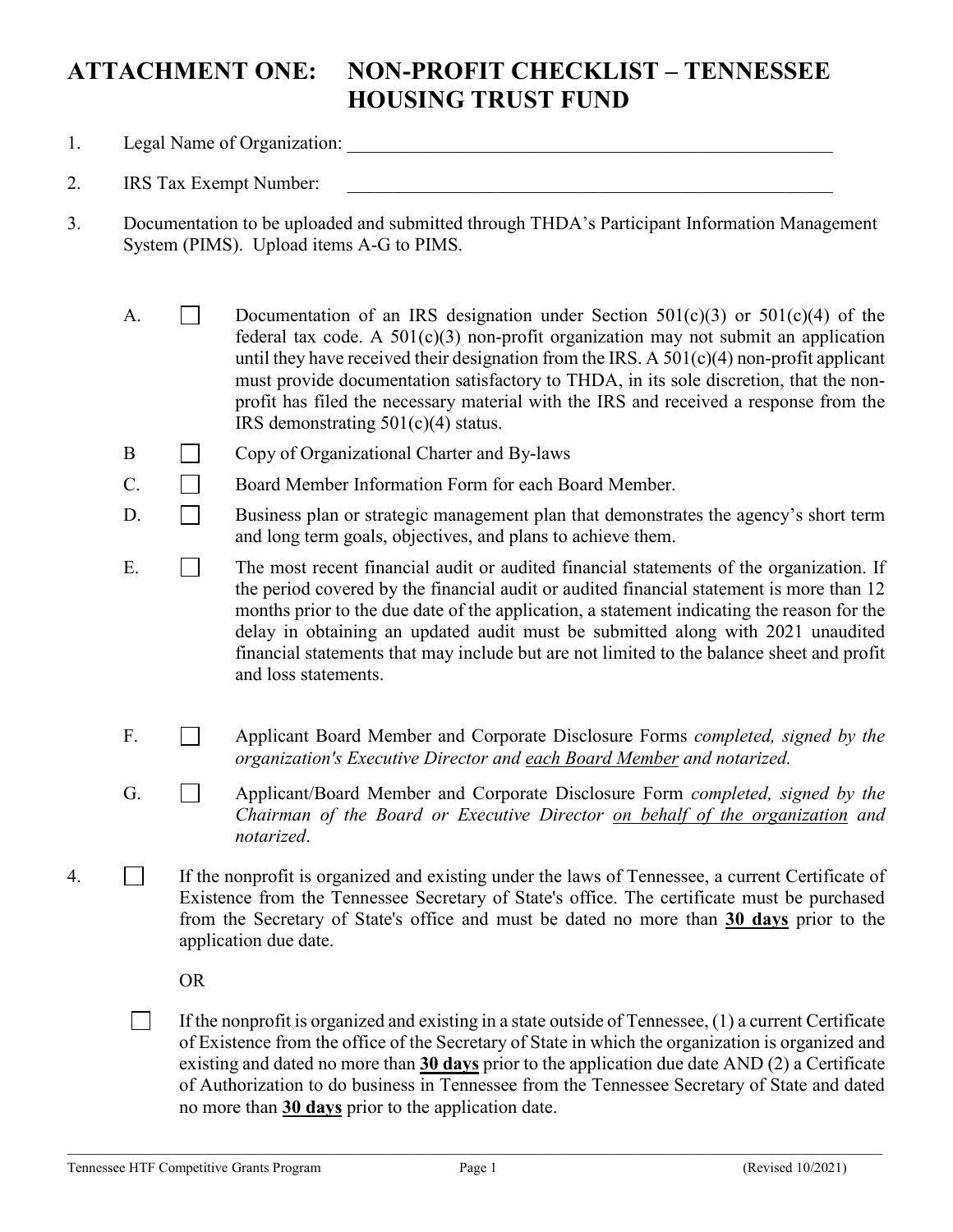# ATTACHMENT ONE: NON-PROFIT CHECKLIST – TENNESSEE HOUSING TRUST FUND

1. Legal Name of Organization: ______________________________________________________

2. IRS Tax Exempt Number: ______________________________________________________

3. Documentation to be uploaded and submitted through THDA's Participant Information Management System (PIMS). Upload items A-G to PIMS.

   A. ☐ Documentation of an IRS designation under Section 501(c)(3) or 501(c)(4) of the federal tax code. A 501(c)(3) non-profit organization may not submit an application until they have received their designation from the IRS. A 501(c)(4) non-profit applicant must provide documentation satisfactory to THDA, in its sole discretion, that the non-profit has filed the necessary material with the IRS and received a response from the IRS demonstrating 501(c)(4) status.

   B ☐ Copy of Organizational Charter and By-laws

   C. ☐ Board Member Information Form for each Board Member.

   D. ☐ Business plan or strategic management plan that demonstrates the agency's short term and long term goals, objectives, and plans to achieve them.

   E. ☐ The most recent financial audit or audited financial statements of the organization. If the period covered by the financial audit or audited financial statement is more than 12 months prior to the due date of the application, a statement indicating the reason for the delay in obtaining an updated audit must be submitted along with 2021 unaudited financial statements that may include but are not limited to the balance sheet and profit and loss statements.

   F. ☐ Applicant Board Member and Corporate Disclosure Forms *completed, signed by the organization's Executive Director and <u>each Board Member</u> and notarized.*

   G. ☐ Applicant/Board Member and Corporate Disclosure Form *completed, signed by the Chairman of the Board or Executive Director <u>on behalf of the organization</u> and notarized*.

4. ☐ If the nonprofit is organized and existing under the laws of Tennessee, a current Certificate of Existence from the Tennessee Secretary of State's office. The certificate must be purchased from the Secretary of State's office and must be dated no more than **<u>30 days</u>** prior to the application due date.

   OR

   ☐ If the nonprofit is organized and existing in a state outside of Tennessee, (1) a current Certificate of Existence from the office of the Secretary of State in which the organization is organized and existing and dated no more than **<u>30 days</u>** prior to the application due date AND (2) a Certificate of Authorization to do business in Tennessee from the Tennessee Secretary of State and dated no more than **<u>30 days</u>** prior to the application date.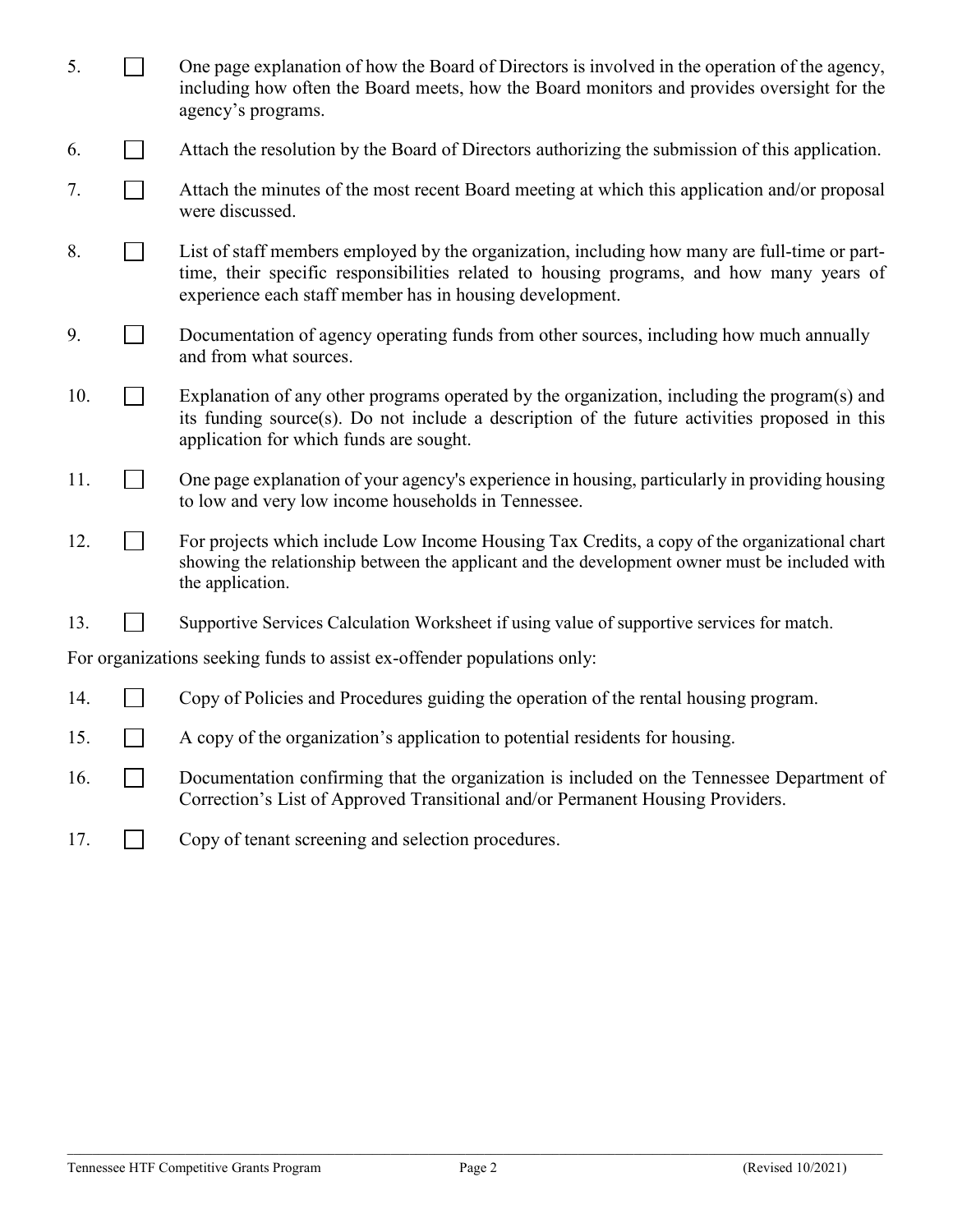5. ☐ One page explanation of how the Board of Directors is involved in the operation of the agency, including how often the Board meets, how the Board monitors and provides oversight for the agency's programs.

6. ☐ Attach the resolution by the Board of Directors authorizing the submission of this application.

7. ☐ Attach the minutes of the most recent Board meeting at which this application and/or proposal were discussed.

8. ☐ List of staff members employed by the organization, including how many are full-time or part-time, their specific responsibilities related to housing programs, and how many years of experience each staff member has in housing development.

9. ☐ Documentation of agency operating funds from other sources, including how much annually and from what sources.

10. ☐ Explanation of any other programs operated by the organization, including the program(s) and its funding source(s). Do not include a description of the future activities proposed in this application for which funds are sought.

11. ☐ One page explanation of your agency's experience in housing, particularly in providing housing to low and very low income households in Tennessee.

12. ☐ For projects which include Low Income Housing Tax Credits, a copy of the organizational chart showing the relationship between the applicant and the development owner must be included with the application.

13. ☐ Supportive Services Calculation Worksheet if using value of supportive services for match.

For organizations seeking funds to assist ex-offender populations only:

14. ☐ Copy of Policies and Procedures guiding the operation of the rental housing program.

15. ☐ A copy of the organization's application to potential residents for housing.

16. ☐ Documentation confirming that the organization is included on the Tennessee Department of Correction's List of Approved Transitional and/or Permanent Housing Providers.

17. ☐ Copy of tenant screening and selection procedures.